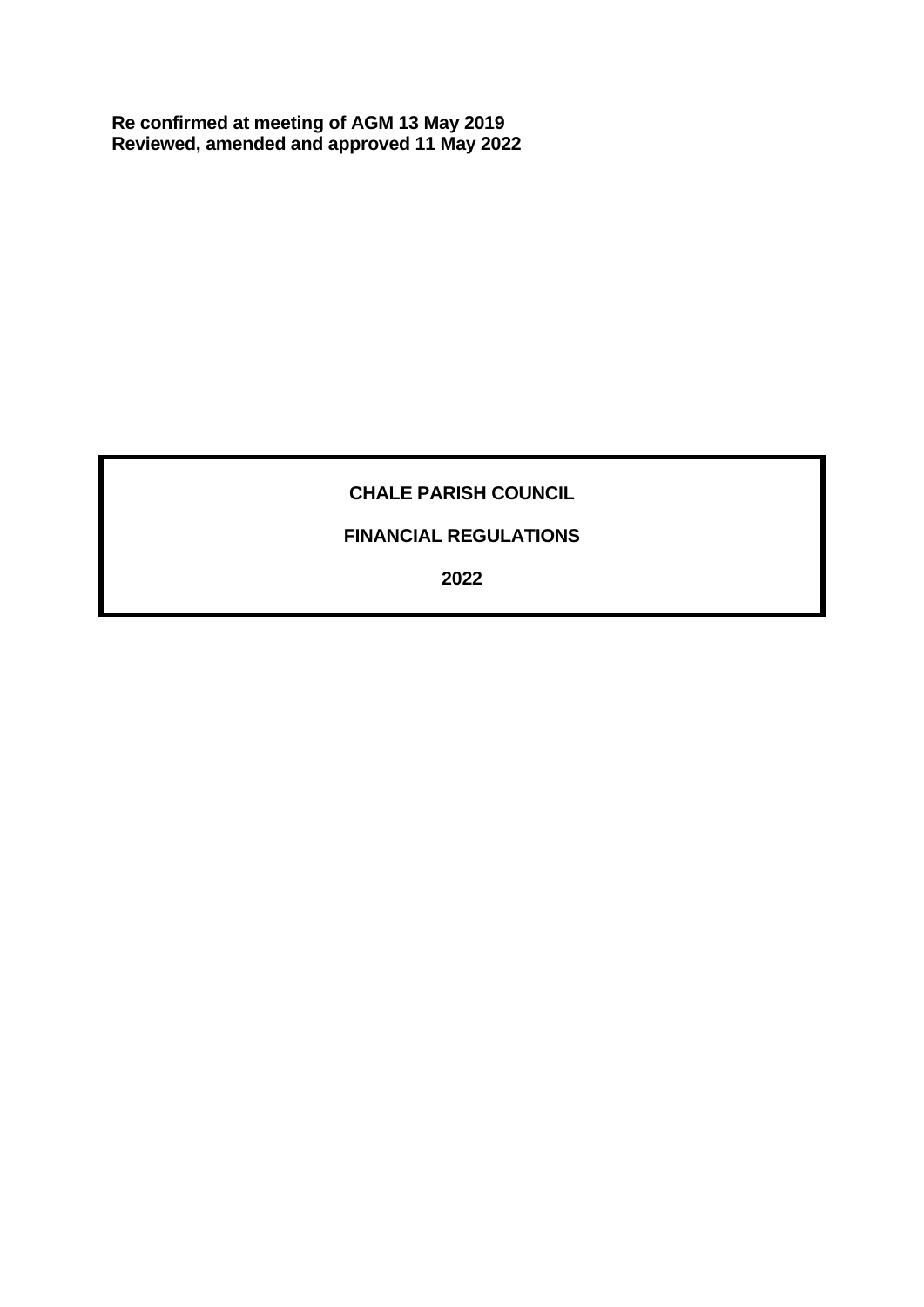**Re confirmed at meeting of AGM 13 May 2019**
**Reviewed, amended and approved 11 May 2022**

# CHALE PARISH COUNCIL

## FINANCIAL REGULATIONS

**2022**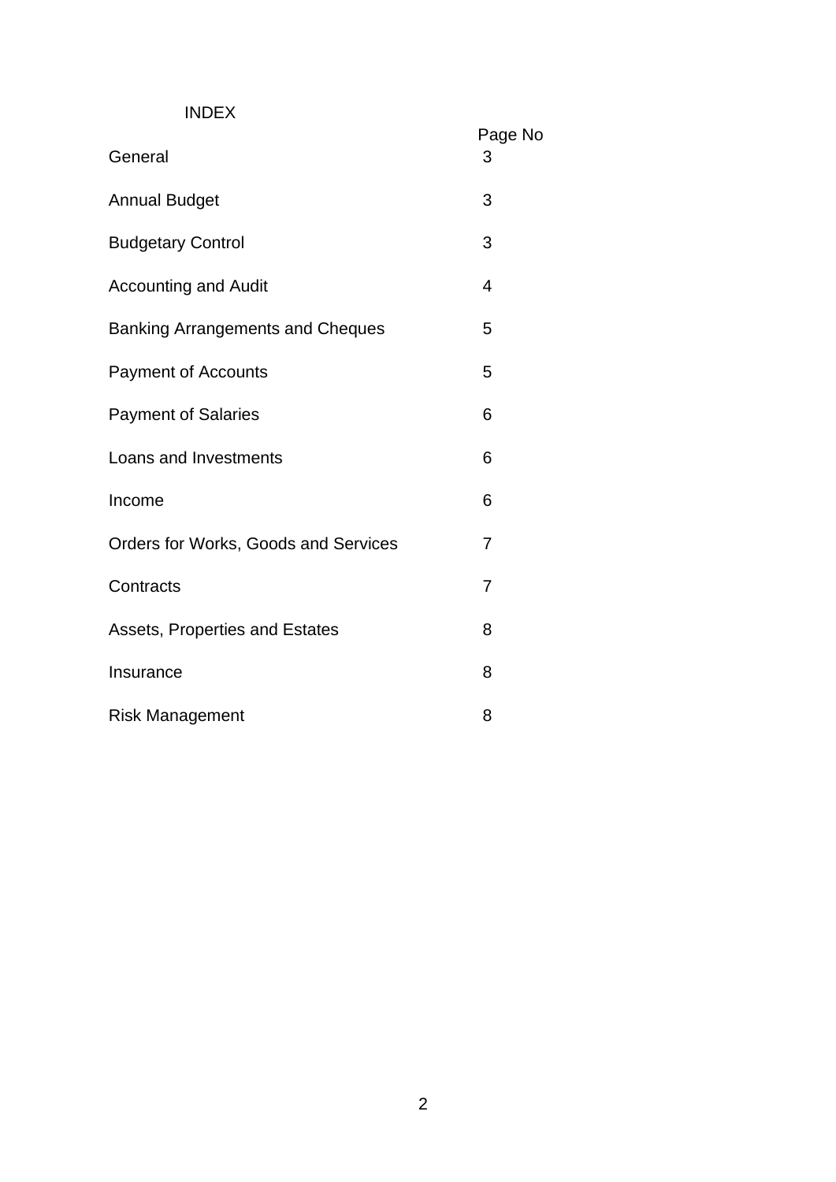# INDEX

| | Page No |
|---|---|
| General | 3 |
| Annual Budget | 3 |
| Budgetary Control | 3 |
| Accounting and Audit | 4 |
| Banking Arrangements and Cheques | 5 |
| Payment of Accounts | 5 |
| Payment of Salaries | 6 |
| Loans and Investments | 6 |
| Income | 6 |
| Orders for Works, Goods and Services | 7 |
| Contracts | 7 |
| Assets, Properties and Estates | 8 |
| Insurance | 8 |
| Risk Management | 8 |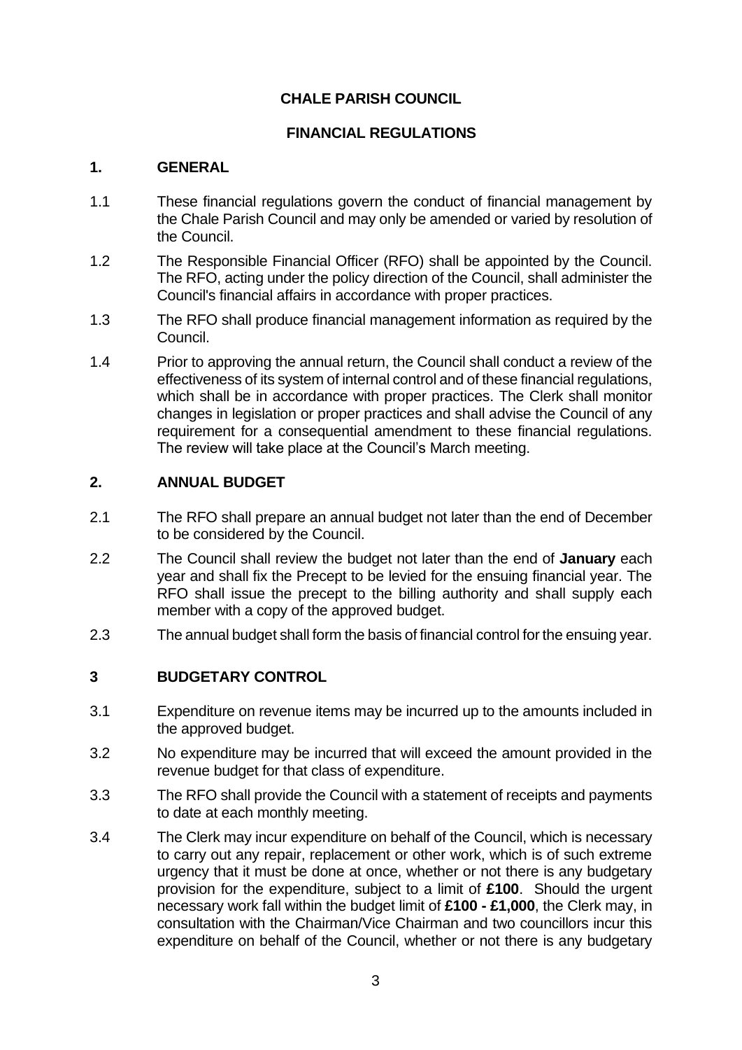# CHALE PARISH COUNCIL

## FINANCIAL REGULATIONS

### 1. GENERAL

1.1 These financial regulations govern the conduct of financial management by the Chale Parish Council and may only be amended or varied by resolution of the Council.

1.2 The Responsible Financial Officer (RFO) shall be appointed by the Council. The RFO, acting under the policy direction of the Council, shall administer the Council's financial affairs in accordance with proper practices.

1.3 The RFO shall produce financial management information as required by the Council.

1.4 Prior to approving the annual return, the Council shall conduct a review of the effectiveness of its system of internal control and of these financial regulations, which shall be in accordance with proper practices. The Clerk shall monitor changes in legislation or proper practices and shall advise the Council of any requirement for a consequential amendment to these financial regulations. The review will take place at the Council's March meeting.

### 2. ANNUAL BUDGET

2.1 The RFO shall prepare an annual budget not later than the end of December to be considered by the Council.

2.2 The Council shall review the budget not later than the end of **January** each year and shall fix the Precept to be levied for the ensuing financial year. The RFO shall issue the precept to the billing authority and shall supply each member with a copy of the approved budget.

2.3 The annual budget shall form the basis of financial control for the ensuing year.

### 3 BUDGETARY CONTROL

3.1 Expenditure on revenue items may be incurred up to the amounts included in the approved budget.

3.2 No expenditure may be incurred that will exceed the amount provided in the revenue budget for that class of expenditure.

3.3 The RFO shall provide the Council with a statement of receipts and payments to date at each monthly meeting.

3.4 The Clerk may incur expenditure on behalf of the Council, which is necessary to carry out any repair, replacement or other work, which is of such extreme urgency that it must be done at once, whether or not there is any budgetary provision for the expenditure, subject to a limit of **£100**. Should the urgent necessary work fall within the budget limit of **£100 - £1,000**, the Clerk may, in consultation with the Chairman/Vice Chairman and two councillors incur this expenditure on behalf of the Council, whether or not there is any budgetary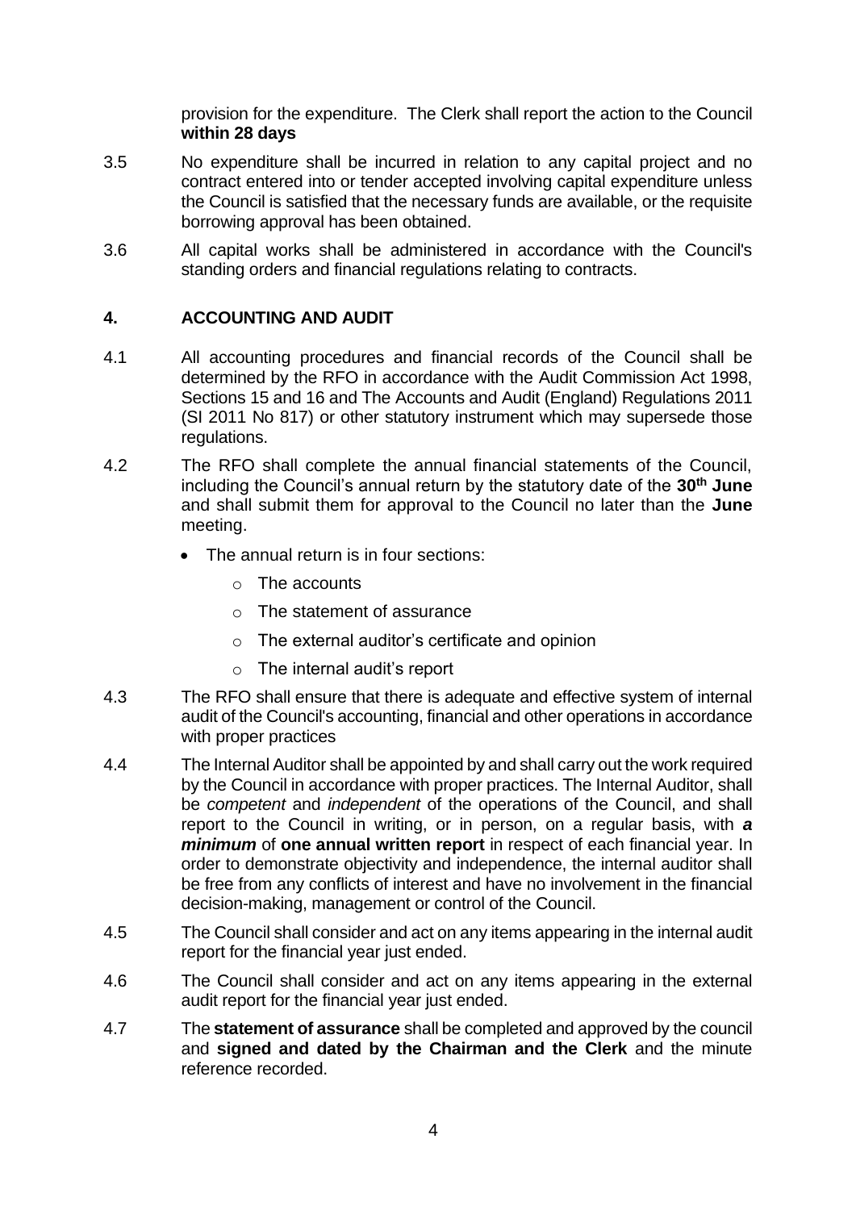provision for the expenditure. The Clerk shall report the action to the Council **within 28 days**

3.5 No expenditure shall be incurred in relation to any capital project and no contract entered into or tender accepted involving capital expenditure unless the Council is satisfied that the necessary funds are available, or the requisite borrowing approval has been obtained.

3.6 All capital works shall be administered in accordance with the Council's standing orders and financial regulations relating to contracts.

## 4. ACCOUNTING AND AUDIT

4.1 All accounting procedures and financial records of the Council shall be determined by the RFO in accordance with the Audit Commission Act 1998, Sections 15 and 16 and The Accounts and Audit (England) Regulations 2011 (SI 2011 No 817) or other statutory instrument which may supersede those regulations.

4.2 The RFO shall complete the annual financial statements of the Council, including the Council's annual return by the statutory date of the **30th June** and shall submit them for approval to the Council no later than the **June** meeting.

- The annual return is in four sections:
  - The accounts
  - The statement of assurance
  - The external auditor's certificate and opinion
  - The internal audit's report

4.3 The RFO shall ensure that there is adequate and effective system of internal audit of the Council's accounting, financial and other operations in accordance with proper practices

4.4 The Internal Auditor shall be appointed by and shall carry out the work required by the Council in accordance with proper practices. The Internal Auditor, shall be *competent* and *independent* of the operations of the Council, and shall report to the Council in writing, or in person, on a regular basis, with ***a minimum*** of **one annual written report** in respect of each financial year. In order to demonstrate objectivity and independence, the internal auditor shall be free from any conflicts of interest and have no involvement in the financial decision-making, management or control of the Council.

4.5 The Council shall consider and act on any items appearing in the internal audit report for the financial year just ended.

4.6 The Council shall consider and act on any items appearing in the external audit report for the financial year just ended.

4.7 The **statement of assurance** shall be completed and approved by the council and **signed and dated by the Chairman and the Clerk** and the minute reference recorded.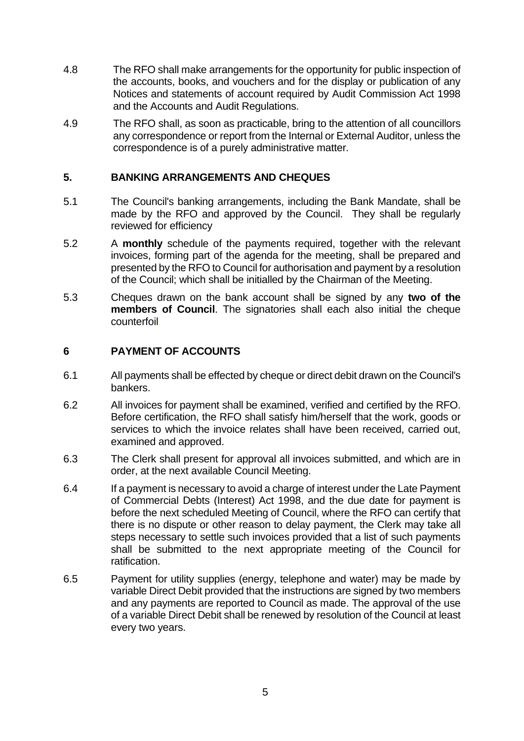4.8 The RFO shall make arrangements for the opportunity for public inspection of the accounts, books, and vouchers and for the display or publication of any Notices and statements of account required by Audit Commission Act 1998 and the Accounts and Audit Regulations.

4.9 The RFO shall, as soon as practicable, bring to the attention of all councillors any correspondence or report from the Internal or External Auditor, unless the correspondence is of a purely administrative matter.

## 5. BANKING ARRANGEMENTS AND CHEQUES

5.1 The Council's banking arrangements, including the Bank Mandate, shall be made by the RFO and approved by the Council. They shall be regularly reviewed for efficiency

5.2 A **monthly** schedule of the payments required, together with the relevant invoices, forming part of the agenda for the meeting, shall be prepared and presented by the RFO to Council for authorisation and payment by a resolution of the Council; which shall be initialled by the Chairman of the Meeting.

5.3 Cheques drawn on the bank account shall be signed by any **two of the members of Council**. The signatories shall each also initial the cheque counterfoil.

## 6 PAYMENT OF ACCOUNTS

6.1 All payments shall be effected by cheque or direct debit drawn on the Council's bankers.

6.2 All invoices for payment shall be examined, verified and certified by the RFO. Before certification, the RFO shall satisfy him/herself that the work, goods or services to which the invoice relates shall have been received, carried out, examined and approved.

6.3 The Clerk shall present for approval all invoices submitted, and which are in order, at the next available Council Meeting.

6.4 If a payment is necessary to avoid a charge of interest under the Late Payment of Commercial Debts (Interest) Act 1998, and the due date for payment is before the next scheduled Meeting of Council, where the RFO can certify that there is no dispute or other reason to delay payment, the Clerk may take all steps necessary to settle such invoices provided that a list of such payments shall be submitted to the next appropriate meeting of the Council for ratification.

6.5 Payment for utility supplies (energy, telephone and water) may be made by variable Direct Debit provided that the instructions are signed by two members and any payments are reported to Council as made. The approval of the use of a variable Direct Debit shall be renewed by resolution of the Council at least every two years.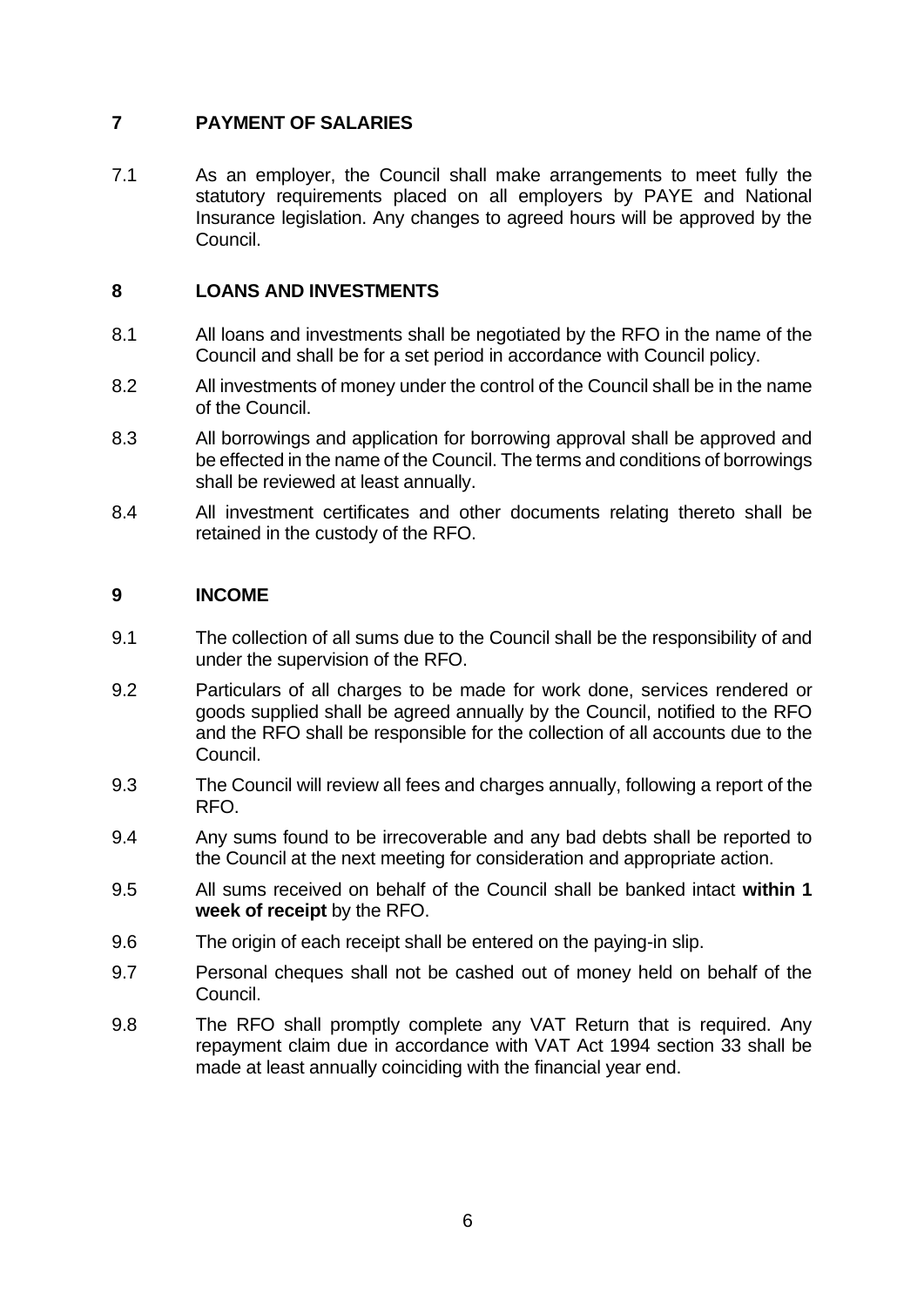## 7 PAYMENT OF SALARIES

7.1 As an employer, the Council shall make arrangements to meet fully the statutory requirements placed on all employers by PAYE and National Insurance legislation. Any changes to agreed hours will be approved by the Council.

## 8 LOANS AND INVESTMENTS

8.1 All loans and investments shall be negotiated by the RFO in the name of the Council and shall be for a set period in accordance with Council policy.

8.2 All investments of money under the control of the Council shall be in the name of the Council.

8.3 All borrowings and application for borrowing approval shall be approved and be effected in the name of the Council. The terms and conditions of borrowings shall be reviewed at least annually.

8.4 All investment certificates and other documents relating thereto shall be retained in the custody of the RFO.

## 9 INCOME

9.1 The collection of all sums due to the Council shall be the responsibility of and under the supervision of the RFO.

9.2 Particulars of all charges to be made for work done, services rendered or goods supplied shall be agreed annually by the Council, notified to the RFO and the RFO shall be responsible for the collection of all accounts due to the Council.

9.3 The Council will review all fees and charges annually, following a report of the RFO.

9.4 Any sums found to be irrecoverable and any bad debts shall be reported to the Council at the next meeting for consideration and appropriate action.

9.5 All sums received on behalf of the Council shall be banked intact **within 1 week of receipt** by the RFO.

9.6 The origin of each receipt shall be entered on the paying-in slip.

9.7 Personal cheques shall not be cashed out of money held on behalf of the Council.

9.8 The RFO shall promptly complete any VAT Return that is required. Any repayment claim due in accordance with VAT Act 1994 section 33 shall be made at least annually coinciding with the financial year end.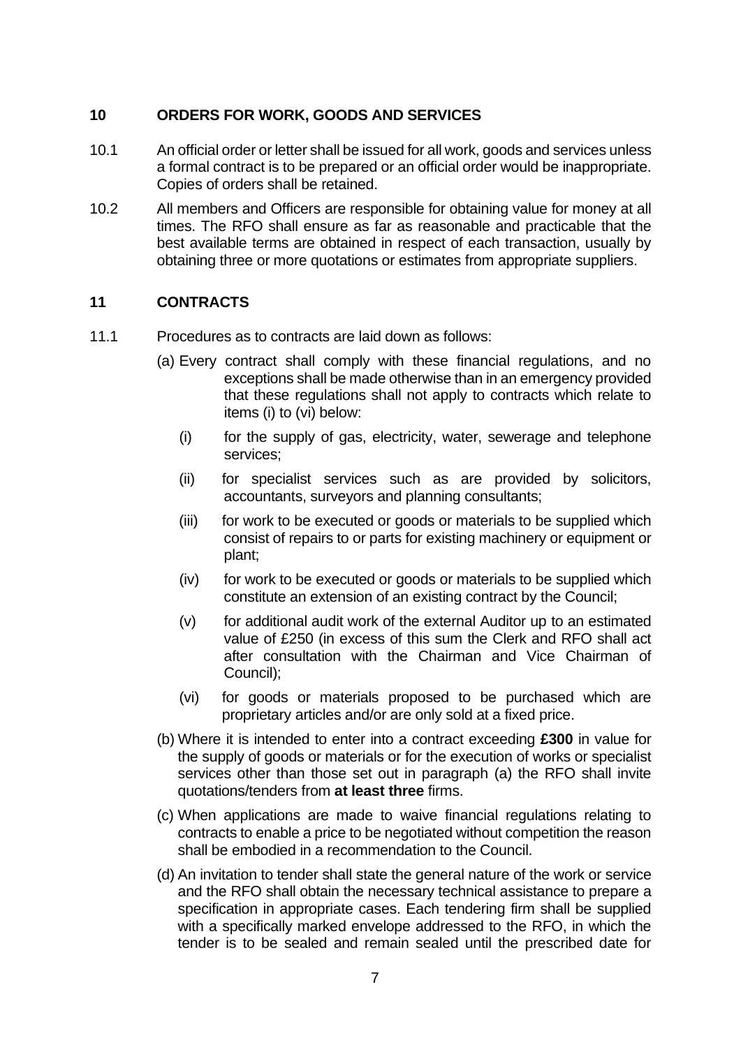## 10 ORDERS FOR WORK, GOODS AND SERVICES

10.1 An official order or letter shall be issued for all work, goods and services unless a formal contract is to be prepared or an official order would be inappropriate. Copies of orders shall be retained.

10.2 All members and Officers are responsible for obtaining value for money at all times. The RFO shall ensure as far as reasonable and practicable that the best available terms are obtained in respect of each transaction, usually by obtaining three or more quotations or estimates from appropriate suppliers.

## 11 CONTRACTS

11.1 Procedures as to contracts are laid down as follows:

(a) Every contract shall comply with these financial regulations, and no exceptions shall be made otherwise than in an emergency provided that these regulations shall not apply to contracts which relate to items (i) to (vi) below:

- (i) for the supply of gas, electricity, water, sewerage and telephone services;
- (ii) for specialist services such as are provided by solicitors, accountants, surveyors and planning consultants;
- (iii) for work to be executed or goods or materials to be supplied which consist of repairs to or parts for existing machinery or equipment or plant;
- (iv) for work to be executed or goods or materials to be supplied which constitute an extension of an existing contract by the Council;
- (v) for additional audit work of the external Auditor up to an estimated value of £250 (in excess of this sum the Clerk and RFO shall act after consultation with the Chairman and Vice Chairman of Council);
- (vi) for goods or materials proposed to be purchased which are proprietary articles and/or are only sold at a fixed price.

(b) Where it is intended to enter into a contract exceeding **£300** in value for the supply of goods or materials or for the execution of works or specialist services other than those set out in paragraph (a) the RFO shall invite quotations/tenders from **at least three** firms.

(c) When applications are made to waive financial regulations relating to contracts to enable a price to be negotiated without competition the reason shall be embodied in a recommendation to the Council.

(d) An invitation to tender shall state the general nature of the work or service and the RFO shall obtain the necessary technical assistance to prepare a specification in appropriate cases. Each tendering firm shall be supplied with a specifically marked envelope addressed to the RFO, in which the tender is to be sealed and remain sealed until the prescribed date for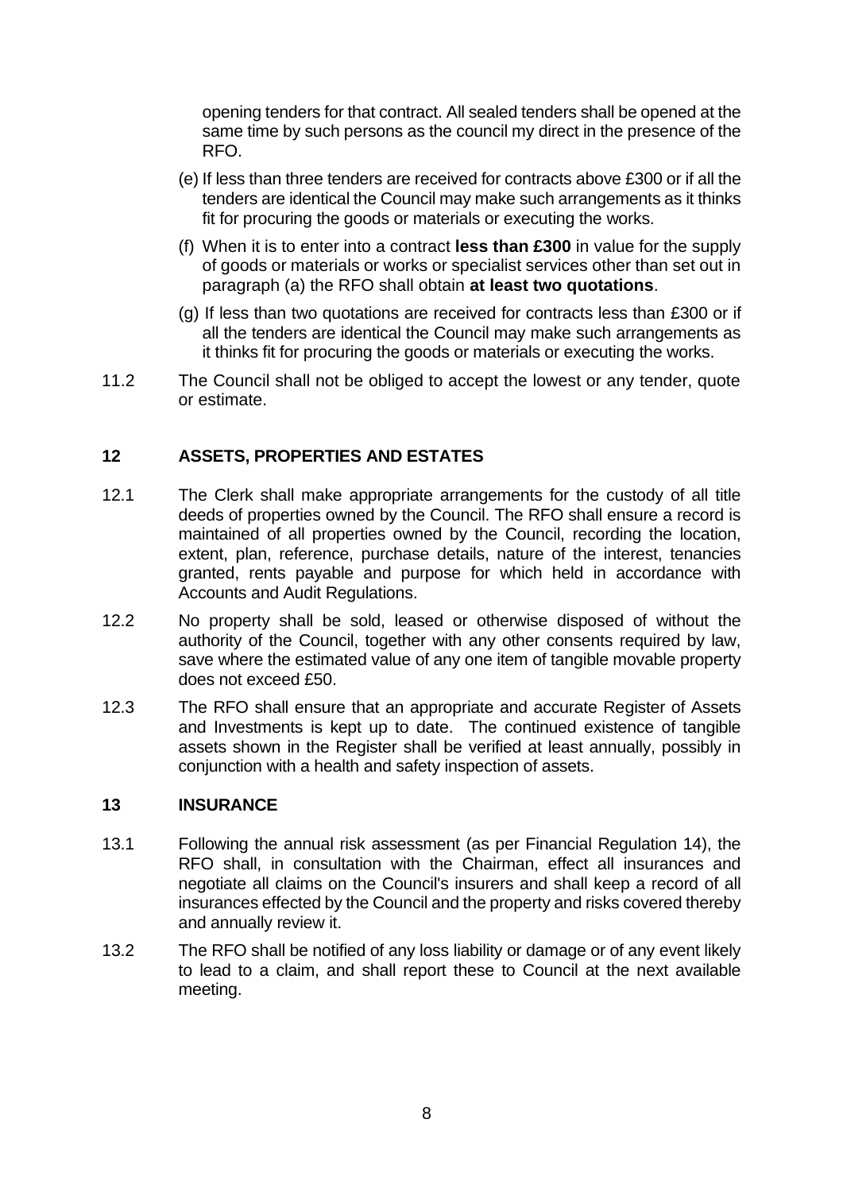opening tenders for that contract. All sealed tenders shall be opened at the same time by such persons as the council my direct in the presence of the RFO.

(e) If less than three tenders are received for contracts above £300 or if all the tenders are identical the Council may make such arrangements as it thinks fit for procuring the goods or materials or executing the works.

(f) When it is to enter into a contract **less than £300** in value for the supply of goods or materials or works or specialist services other than set out in paragraph (a) the RFO shall obtain **at least two quotations**.

(g) If less than two quotations are received for contracts less than £300 or if all the tenders are identical the Council may make such arrangements as it thinks fit for procuring the goods or materials or executing the works.

11.2 The Council shall not be obliged to accept the lowest or any tender, quote or estimate.

## 12 ASSETS, PROPERTIES AND ESTATES

12.1 The Clerk shall make appropriate arrangements for the custody of all title deeds of properties owned by the Council. The RFO shall ensure a record is maintained of all properties owned by the Council, recording the location, extent, plan, reference, purchase details, nature of the interest, tenancies granted, rents payable and purpose for which held in accordance with Accounts and Audit Regulations.

12.2 No property shall be sold, leased or otherwise disposed of without the authority of the Council, together with any other consents required by law, save where the estimated value of any one item of tangible movable property does not exceed £50.

12.3 The RFO shall ensure that an appropriate and accurate Register of Assets and Investments is kept up to date. The continued existence of tangible assets shown in the Register shall be verified at least annually, possibly in conjunction with a health and safety inspection of assets.

## 13 INSURANCE

13.1 Following the annual risk assessment (as per Financial Regulation 14), the RFO shall, in consultation with the Chairman, effect all insurances and negotiate all claims on the Council's insurers and shall keep a record of all insurances effected by the Council and the property and risks covered thereby and annually review it.

13.2 The RFO shall be notified of any loss liability or damage or of any event likely to lead to a claim, and shall report these to Council at the next available meeting.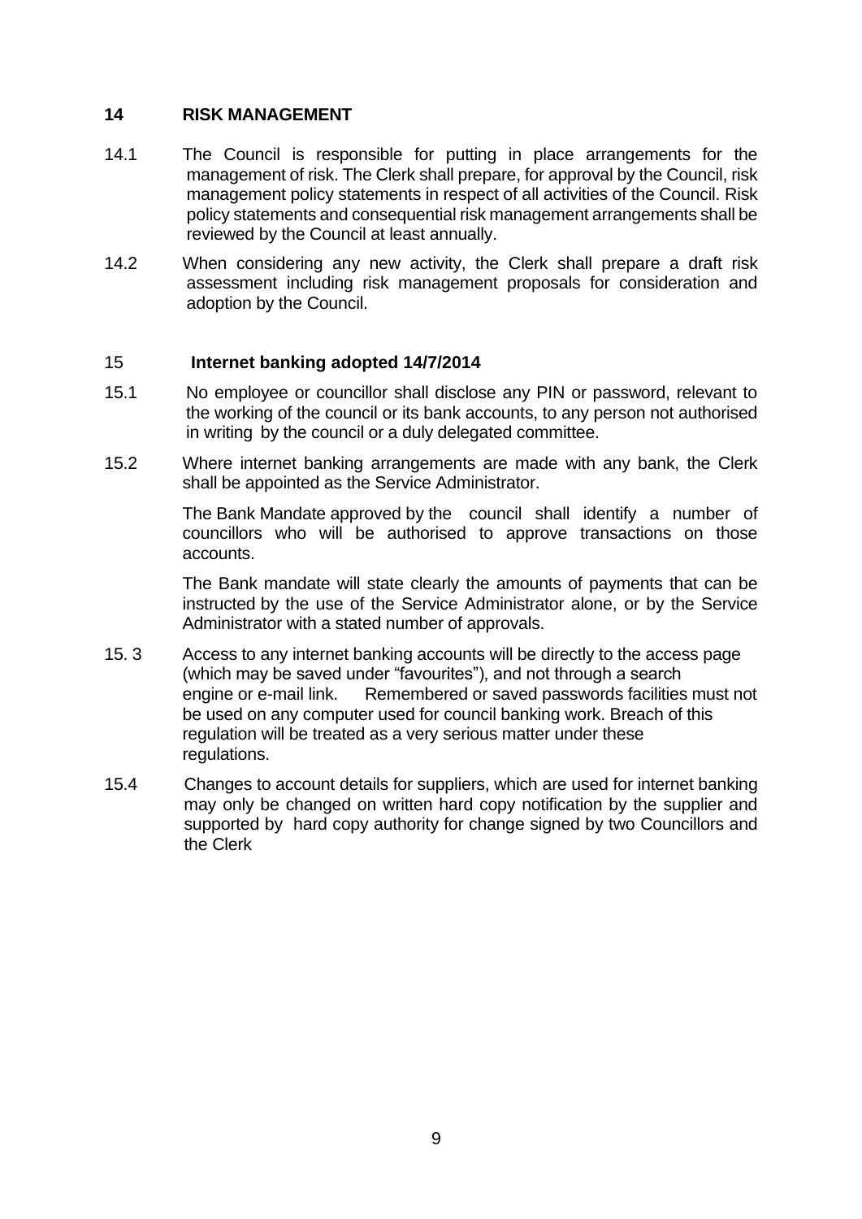## 14 RISK MANAGEMENT

14.1 The Council is responsible for putting in place arrangements for the management of risk. The Clerk shall prepare, for approval by the Council, risk management policy statements in respect of all activities of the Council. Risk policy statements and consequential risk management arrangements shall be reviewed by the Council at least annually.

14.2 When considering any new activity, the Clerk shall prepare a draft risk assessment including risk management proposals for consideration and adoption by the Council.

## 15 Internet banking adopted 14/7/2014

15.1 No employee or councillor shall disclose any PIN or password, relevant to the working of the council or its bank accounts, to any person not authorised in writing by the council or a duly delegated committee.

15.2 Where internet banking arrangements are made with any bank, the Clerk shall be appointed as the Service Administrator.

The Bank Mandate approved by the council shall identify a number of councillors who will be authorised to approve transactions on those accounts.

The Bank mandate will state clearly the amounts of payments that can be instructed by the use of the Service Administrator alone, or by the Service Administrator with a stated number of approvals.

15. 3 Access to any internet banking accounts will be directly to the access page (which may be saved under "favourites"), and not through a search engine or e-mail link. Remembered or saved passwords facilities must not be used on any computer used for council banking work. Breach of this regulation will be treated as a very serious matter under these regulations.

15.4 Changes to account details for suppliers, which are used for internet banking may only be changed on written hard copy notification by the supplier and supported by hard copy authority for change signed by two Councillors and the Clerk